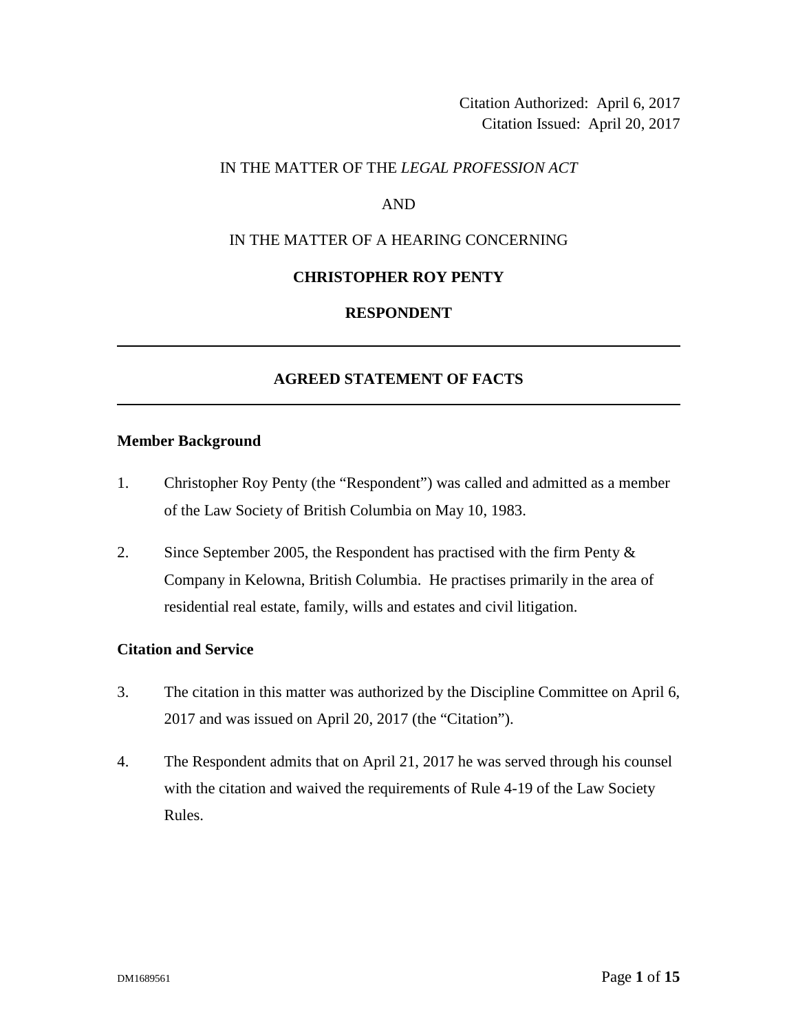Citation Authorized: April 6, 2017
Citation Issued: April 20, 2017

IN THE MATTER OF THE *LEGAL PROFESSION ACT*

AND

IN THE MATTER OF A HEARING CONCERNING

**CHRISTOPHER ROY PENTY**

**RESPONDENT**

---

# AGREED STATEMENT OF FACTS

---

## Member Background

1. Christopher Roy Penty (the "Respondent") was called and admitted as a member of the Law Society of British Columbia on May 10, 1983.

2. Since September 2005, the Respondent has practised with the firm Penty & Company in Kelowna, British Columbia. He practises primarily in the area of residential real estate, family, wills and estates and civil litigation.

## Citation and Service

3. The citation in this matter was authorized by the Discipline Committee on April 6, 2017 and was issued on April 20, 2017 (the "Citation").

4. The Respondent admits that on April 21, 2017 he was served through his counsel with the citation and waived the requirements of Rule 4-19 of the Law Society Rules.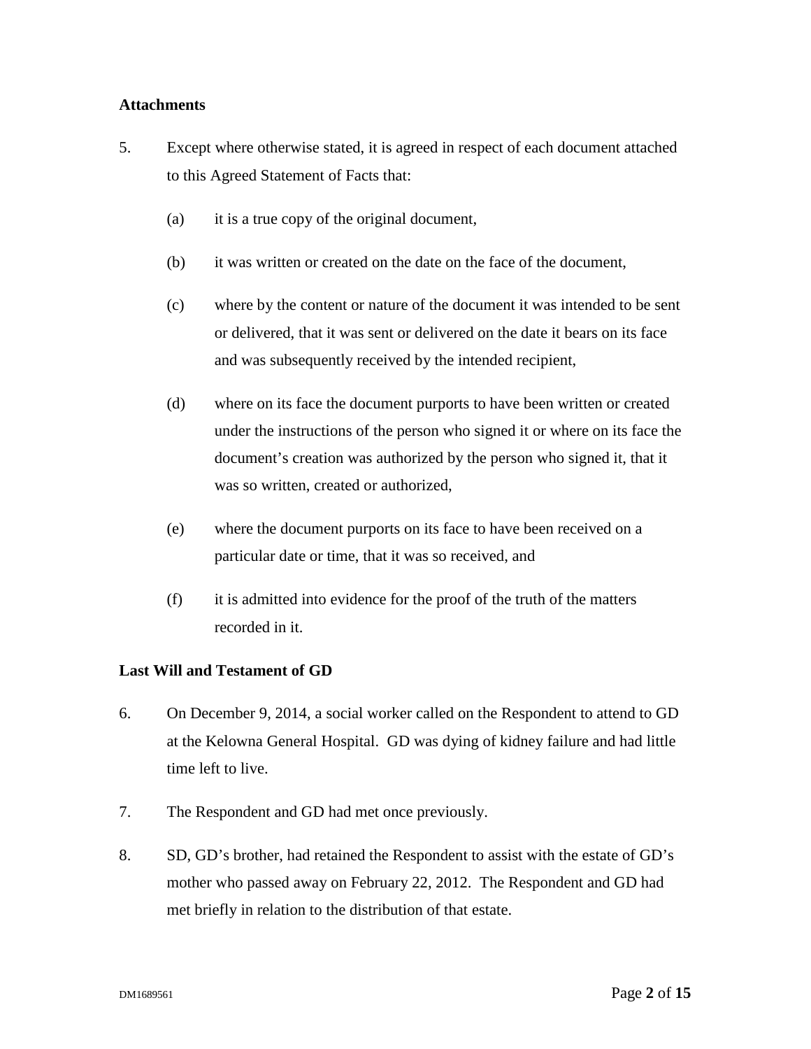**Attachments**

5. Except where otherwise stated, it is agreed in respect of each document attached to this Agreed Statement of Facts that:

   (a) it is a true copy of the original document,

   (b) it was written or created on the date on the face of the document,

   (c) where by the content or nature of the document it was intended to be sent or delivered, that it was sent or delivered on the date it bears on its face and was subsequently received by the intended recipient,

   (d) where on its face the document purports to have been written or created under the instructions of the person who signed it or where on its face the document's creation was authorized by the person who signed it, that it was so written, created or authorized,

   (e) where the document purports on its face to have been received on a particular date or time, that it was so received, and

   (f) it is admitted into evidence for the proof of the truth of the matters recorded in it.

**Last Will and Testament of GD**

6. On December 9, 2014, a social worker called on the Respondent to attend to GD at the Kelowna General Hospital. GD was dying of kidney failure and had little time left to live.

7. The Respondent and GD had met once previously.

8. SD, GD's brother, had retained the Respondent to assist with the estate of GD's mother who passed away on February 22, 2012. The Respondent and GD had met briefly in relation to the distribution of that estate.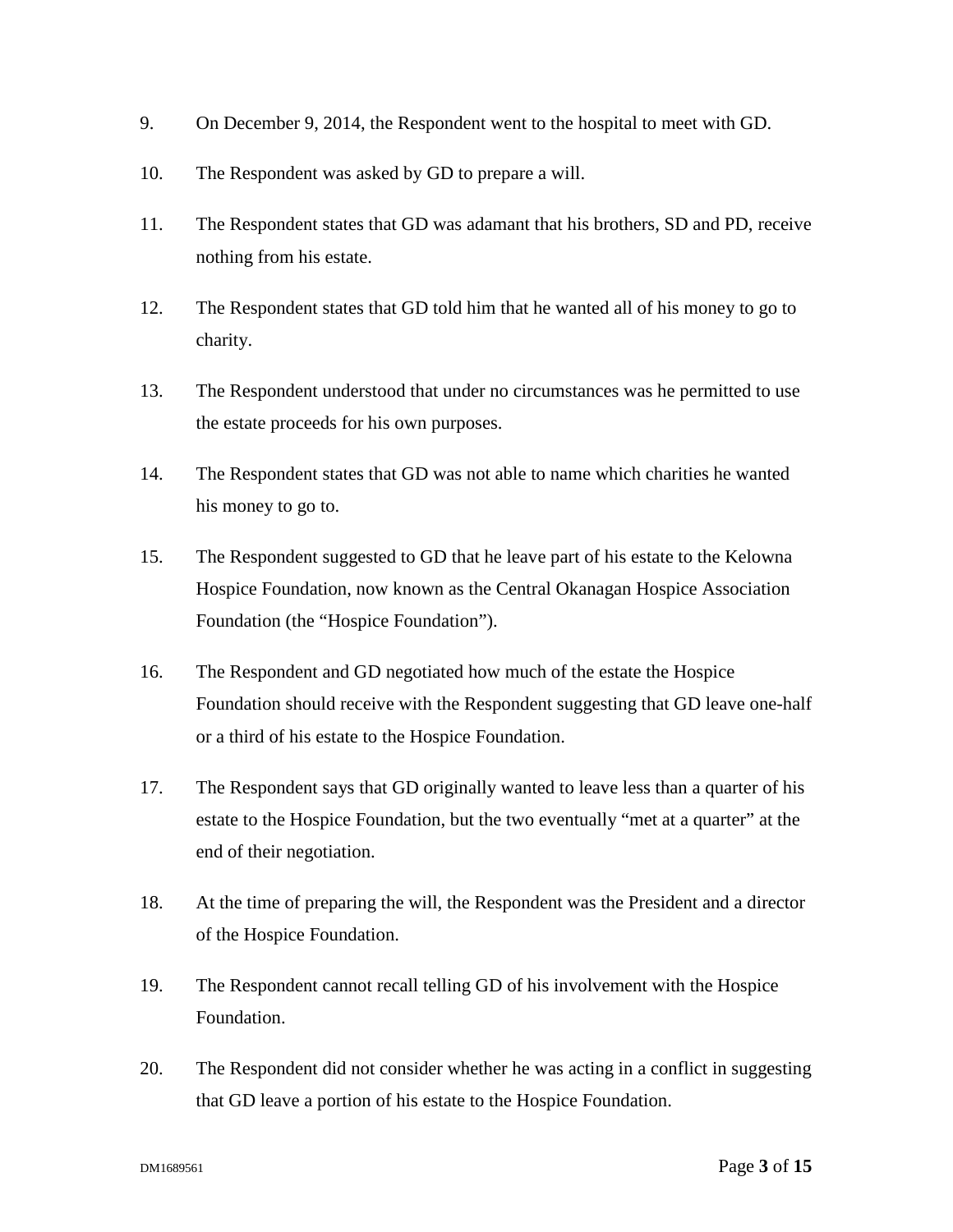9. On December 9, 2014, the Respondent went to the hospital to meet with GD.

10. The Respondent was asked by GD to prepare a will.

11. The Respondent states that GD was adamant that his brothers, SD and PD, receive nothing from his estate.

12. The Respondent states that GD told him that he wanted all of his money to go to charity.

13. The Respondent understood that under no circumstances was he permitted to use the estate proceeds for his own purposes.

14. The Respondent states that GD was not able to name which charities he wanted his money to go to.

15. The Respondent suggested to GD that he leave part of his estate to the Kelowna Hospice Foundation, now known as the Central Okanagan Hospice Association Foundation (the "Hospice Foundation").

16. The Respondent and GD negotiated how much of the estate the Hospice Foundation should receive with the Respondent suggesting that GD leave one-half or a third of his estate to the Hospice Foundation.

17. The Respondent says that GD originally wanted to leave less than a quarter of his estate to the Hospice Foundation, but the two eventually "met at a quarter" at the end of their negotiation.

18. At the time of preparing the will, the Respondent was the President and a director of the Hospice Foundation.

19. The Respondent cannot recall telling GD of his involvement with the Hospice Foundation.

20. The Respondent did not consider whether he was acting in a conflict in suggesting that GD leave a portion of his estate to the Hospice Foundation.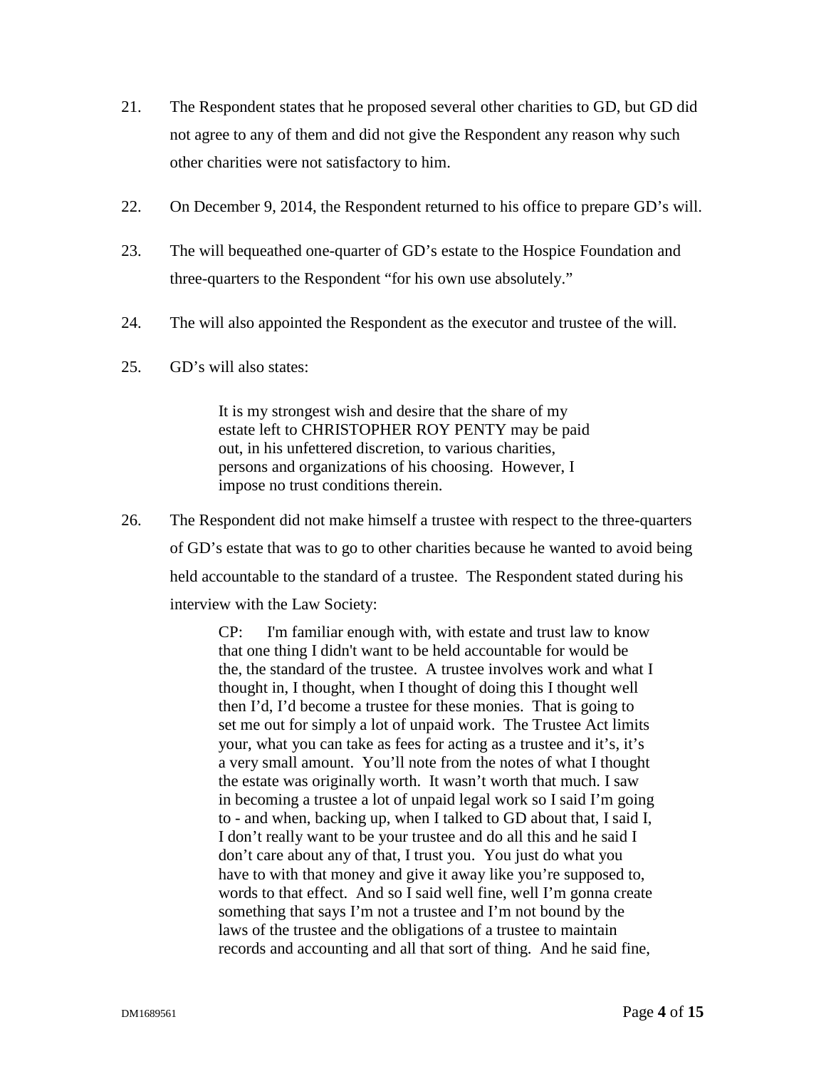21. The Respondent states that he proposed several other charities to GD, but GD did not agree to any of them and did not give the Respondent any reason why such other charities were not satisfactory to him.

22. On December 9, 2014, the Respondent returned to his office to prepare GD's will.

23. The will bequeathed one-quarter of GD's estate to the Hospice Foundation and three-quarters to the Respondent "for his own use absolutely."

24. The will also appointed the Respondent as the executor and trustee of the will.

25. GD's will also states:

> It is my strongest wish and desire that the share of my estate left to CHRISTOPHER ROY PENTY may be paid out, in his unfettered discretion, to various charities, persons and organizations of his choosing. However, I impose no trust conditions therein.

26. The Respondent did not make himself a trustee with respect to the three-quarters of GD's estate that was to go to other charities because he wanted to avoid being held accountable to the standard of a trustee. The Respondent stated during his interview with the Law Society:

> CP: I'm familiar enough with, with estate and trust law to know that one thing I didn't want to be held accountable for would be the, the standard of the trustee. A trustee involves work and what I thought in, I thought, when I thought of doing this I thought well then I'd, I'd become a trustee for these monies. That is going to set me out for simply a lot of unpaid work. The Trustee Act limits your, what you can take as fees for acting as a trustee and it's, it's a very small amount. You'll note from the notes of what I thought the estate was originally worth. It wasn't worth that much. I saw in becoming a trustee a lot of unpaid legal work so I said I'm going to - and when, backing up, when I talked to GD about that, I said I, I don't really want to be your trustee and do all this and he said I don't care about any of that, I trust you. You just do what you have to with that money and give it away like you're supposed to, words to that effect. And so I said well fine, well I'm gonna create something that says I'm not a trustee and I'm not bound by the laws of the trustee and the obligations of a trustee to maintain records and accounting and all that sort of thing. And he said fine,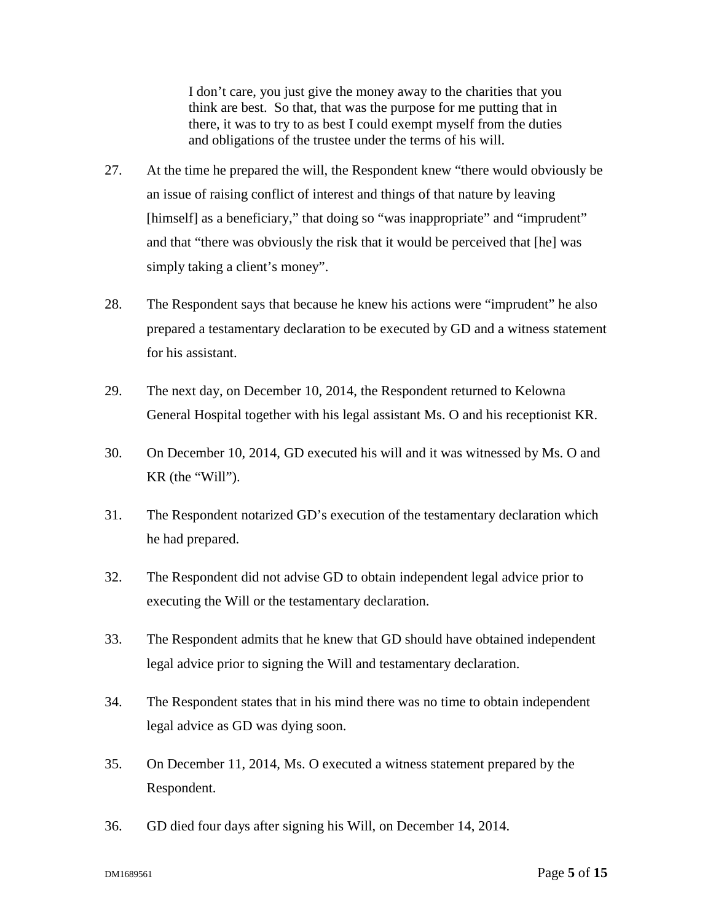> I don't care, you just give the money away to the charities that you think are best. So that, that was the purpose for me putting that in there, it was to try to as best I could exempt myself from the duties and obligations of the trustee under the terms of his will.

27. At the time he prepared the will, the Respondent knew "there would obviously be an issue of raising conflict of interest and things of that nature by leaving [himself] as a beneficiary," that doing so "was inappropriate" and "imprudent" and that "there was obviously the risk that it would be perceived that [he] was simply taking a client's money".

28. The Respondent says that because he knew his actions were "imprudent" he also prepared a testamentary declaration to be executed by GD and a witness statement for his assistant.

29. The next day, on December 10, 2014, the Respondent returned to Kelowna General Hospital together with his legal assistant Ms. O and his receptionist KR.

30. On December 10, 2014, GD executed his will and it was witnessed by Ms. O and KR (the "Will").

31. The Respondent notarized GD's execution of the testamentary declaration which he had prepared.

32. The Respondent did not advise GD to obtain independent legal advice prior to executing the Will or the testamentary declaration.

33. The Respondent admits that he knew that GD should have obtained independent legal advice prior to signing the Will and testamentary declaration.

34. The Respondent states that in his mind there was no time to obtain independent legal advice as GD was dying soon.

35. On December 11, 2014, Ms. O executed a witness statement prepared by the Respondent.

36. GD died four days after signing his Will, on December 14, 2014.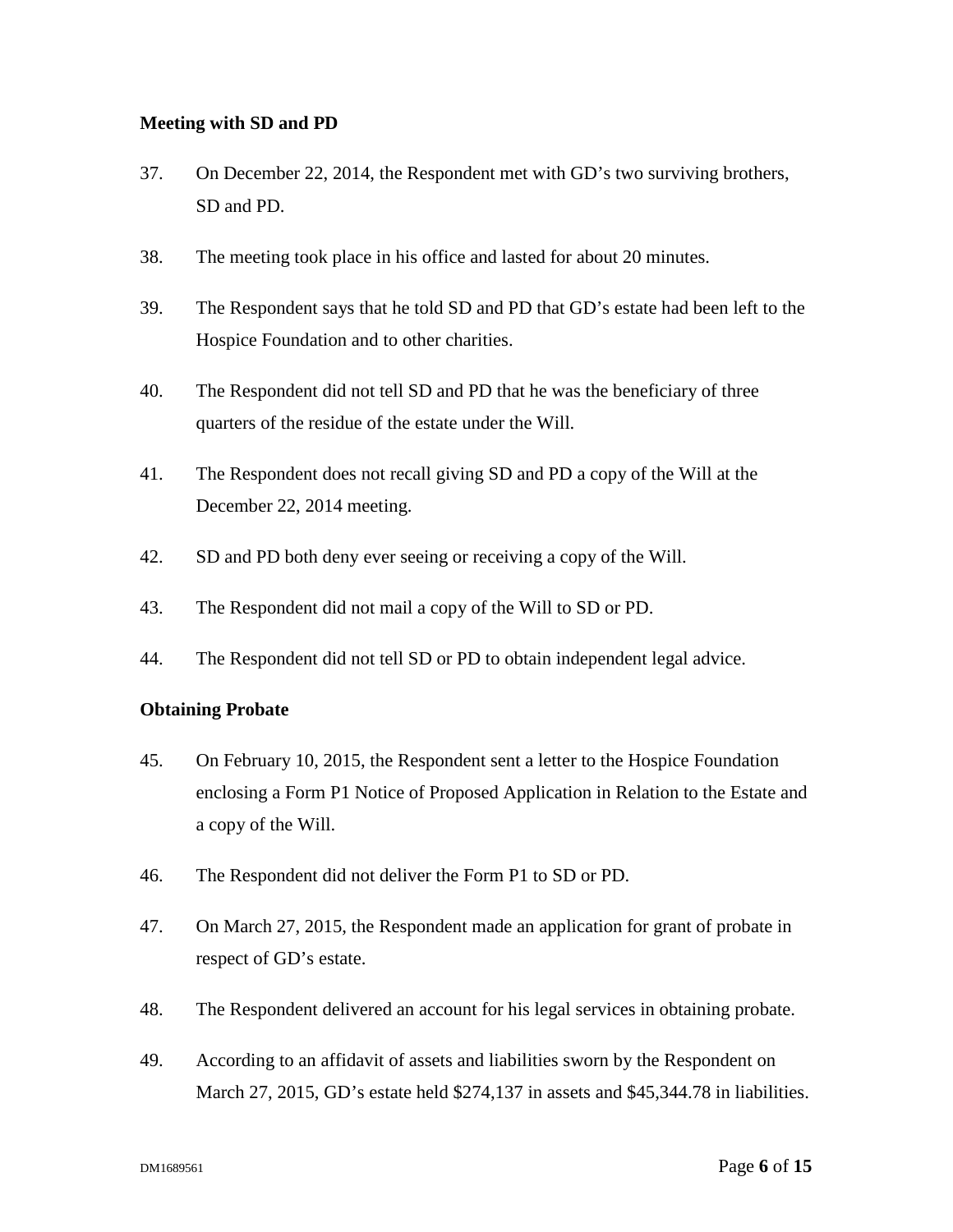**Meeting with SD and PD**

37. On December 22, 2014, the Respondent met with GD's two surviving brothers, SD and PD.

38. The meeting took place in his office and lasted for about 20 minutes.

39. The Respondent says that he told SD and PD that GD's estate had been left to the Hospice Foundation and to other charities.

40. The Respondent did not tell SD and PD that he was the beneficiary of three quarters of the residue of the estate under the Will.

41. The Respondent does not recall giving SD and PD a copy of the Will at the December 22, 2014 meeting.

42. SD and PD both deny ever seeing or receiving a copy of the Will.

43. The Respondent did not mail a copy of the Will to SD or PD.

44. The Respondent did not tell SD or PD to obtain independent legal advice.

**Obtaining Probate**

45. On February 10, 2015, the Respondent sent a letter to the Hospice Foundation enclosing a Form P1 Notice of Proposed Application in Relation to the Estate and a copy of the Will.

46. The Respondent did not deliver the Form P1 to SD or PD.

47. On March 27, 2015, the Respondent made an application for grant of probate in respect of GD's estate.

48. The Respondent delivered an account for his legal services in obtaining probate.

49. According to an affidavit of assets and liabilities sworn by the Respondent on March 27, 2015, GD's estate held $274,137 in assets and $45,344.78 in liabilities.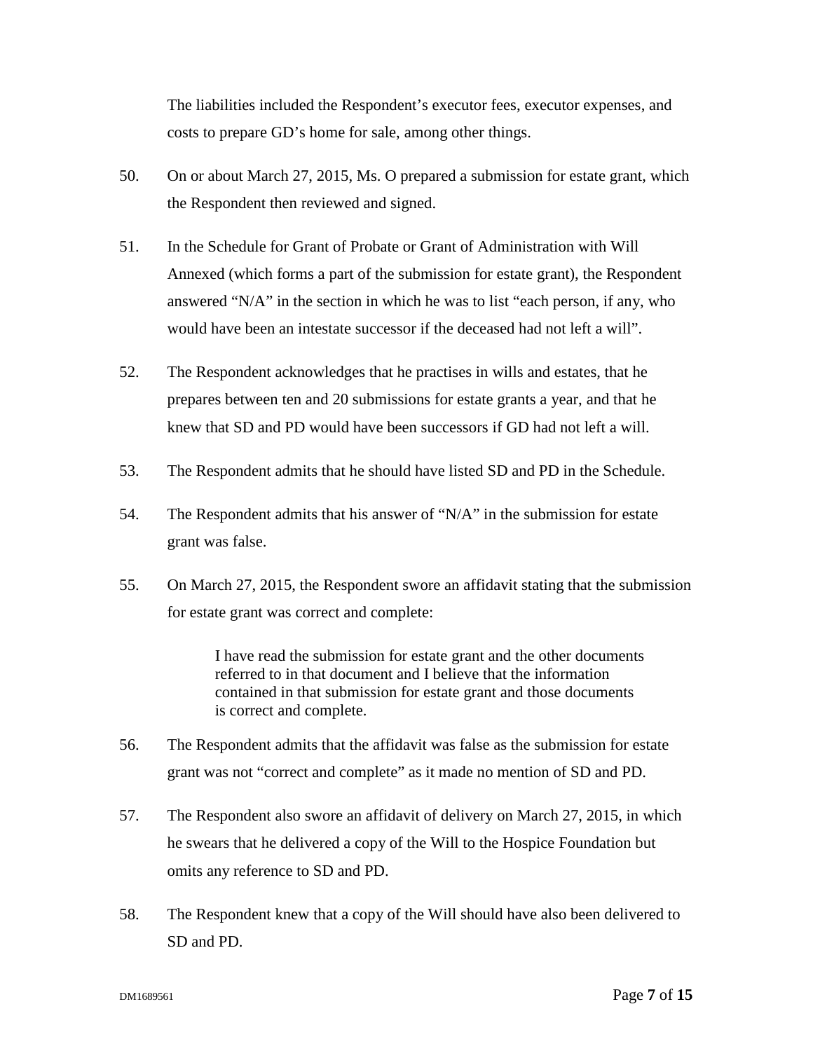The liabilities included the Respondent's executor fees, executor expenses, and costs to prepare GD's home for sale, among other things.

50. On or about March 27, 2015, Ms. O prepared a submission for estate grant, which the Respondent then reviewed and signed.

51. In the Schedule for Grant of Probate or Grant of Administration with Will Annexed (which forms a part of the submission for estate grant), the Respondent answered "N/A" in the section in which he was to list "each person, if any, who would have been an intestate successor if the deceased had not left a will".

52. The Respondent acknowledges that he practises in wills and estates, that he prepares between ten and 20 submissions for estate grants a year, and that he knew that SD and PD would have been successors if GD had not left a will.

53. The Respondent admits that he should have listed SD and PD in the Schedule.

54. The Respondent admits that his answer of "N/A" in the submission for estate grant was false.

55. On March 27, 2015, the Respondent swore an affidavit stating that the submission for estate grant was correct and complete:

> I have read the submission for estate grant and the other documents referred to in that document and I believe that the information contained in that submission for estate grant and those documents is correct and complete.

56. The Respondent admits that the affidavit was false as the submission for estate grant was not "correct and complete" as it made no mention of SD and PD.

57. The Respondent also swore an affidavit of delivery on March 27, 2015, in which he swears that he delivered a copy of the Will to the Hospice Foundation but omits any reference to SD and PD.

58. The Respondent knew that a copy of the Will should have also been delivered to SD and PD.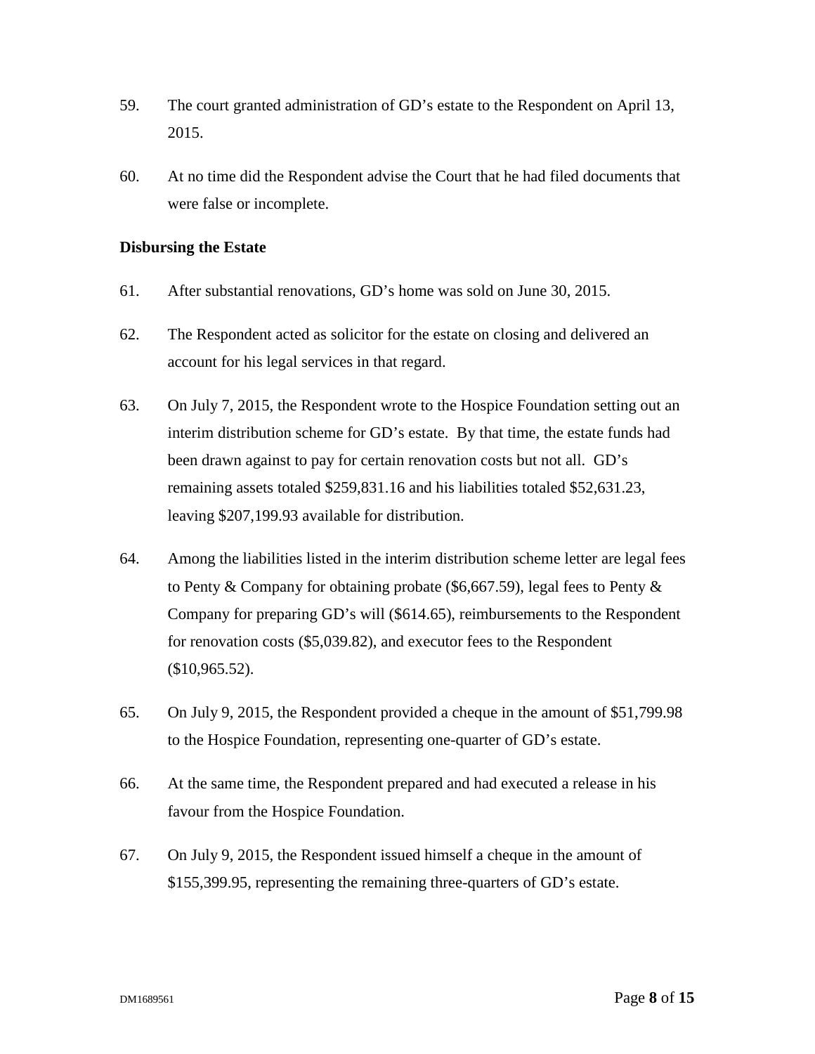59. The court granted administration of GD's estate to the Respondent on April 13, 2015.

60. At no time did the Respondent advise the Court that he had filed documents that were false or incomplete.

**Disbursing the Estate**

61. After substantial renovations, GD's home was sold on June 30, 2015.

62. The Respondent acted as solicitor for the estate on closing and delivered an account for his legal services in that regard.

63. On July 7, 2015, the Respondent wrote to the Hospice Foundation setting out an interim distribution scheme for GD's estate. By that time, the estate funds had been drawn against to pay for certain renovation costs but not all. GD's remaining assets totaled $259,831.16 and his liabilities totaled $52,631.23, leaving $207,199.93 available for distribution.

64. Among the liabilities listed in the interim distribution scheme letter are legal fees to Penty & Company for obtaining probate ($6,667.59), legal fees to Penty & Company for preparing GD's will ($614.65), reimbursements to the Respondent for renovation costs ($5,039.82), and executor fees to the Respondent ($10,965.52).

65. On July 9, 2015, the Respondent provided a cheque in the amount of $51,799.98 to the Hospice Foundation, representing one-quarter of GD's estate.

66. At the same time, the Respondent prepared and had executed a release in his favour from the Hospice Foundation.

67. On July 9, 2015, the Respondent issued himself a cheque in the amount of $155,399.95, representing the remaining three-quarters of GD's estate.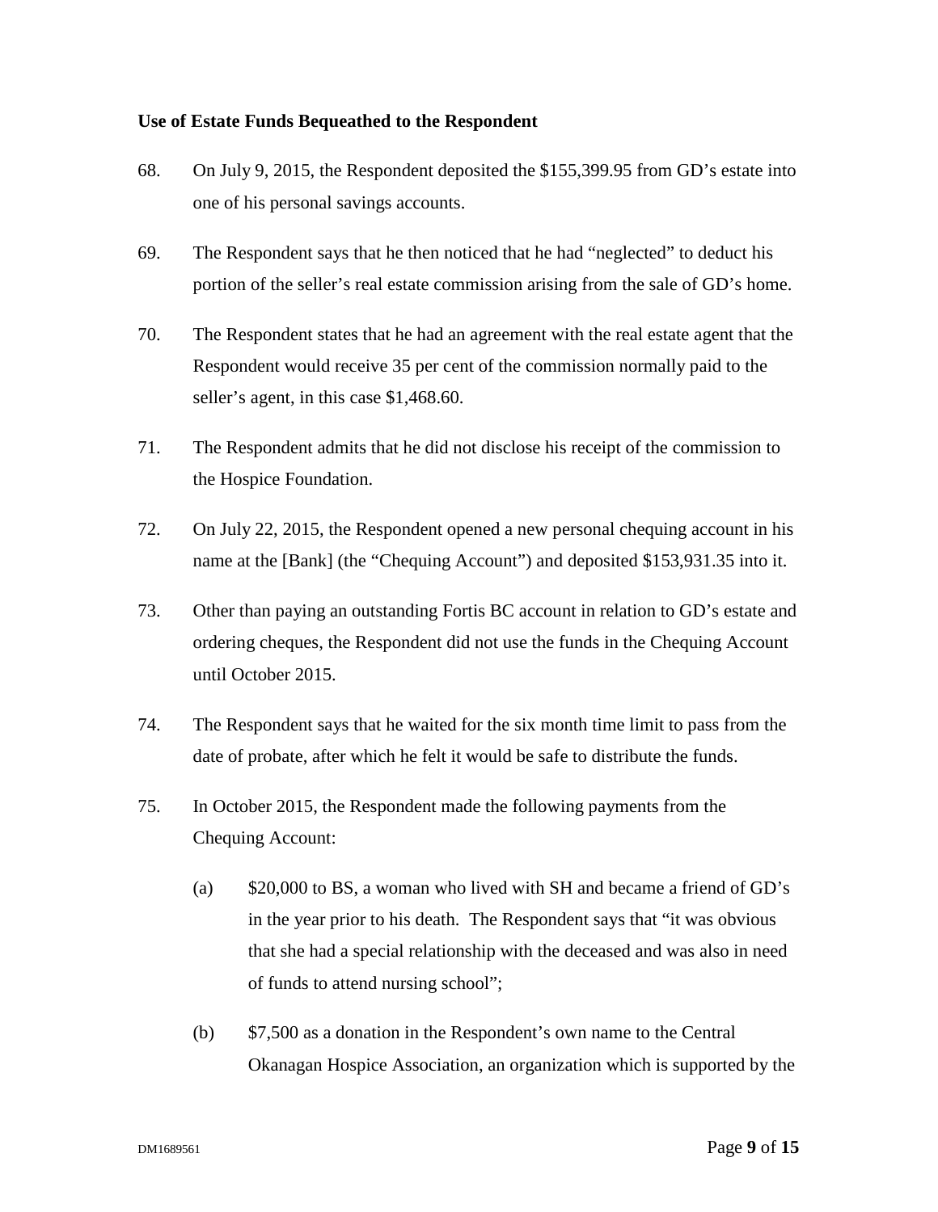**Use of Estate Funds Bequeathed to the Respondent**

68. On July 9, 2015, the Respondent deposited the $155,399.95 from GD's estate into one of his personal savings accounts.

69. The Respondent says that he then noticed that he had "neglected" to deduct his portion of the seller's real estate commission arising from the sale of GD's home.

70. The Respondent states that he had an agreement with the real estate agent that the Respondent would receive 35 per cent of the commission normally paid to the seller's agent, in this case $1,468.60.

71. The Respondent admits that he did not disclose his receipt of the commission to the Hospice Foundation.

72. On July 22, 2015, the Respondent opened a new personal chequing account in his name at the [Bank] (the "Chequing Account") and deposited $153,931.35 into it.

73. Other than paying an outstanding Fortis BC account in relation to GD's estate and ordering cheques, the Respondent did not use the funds in the Chequing Account until October 2015.

74. The Respondent says that he waited for the six month time limit to pass from the date of probate, after which he felt it would be safe to distribute the funds.

75. In October 2015, the Respondent made the following payments from the Chequing Account:

    (a) $20,000 to BS, a woman who lived with SH and became a friend of GD's in the year prior to his death. The Respondent says that "it was obvious that she had a special relationship with the deceased and was also in need of funds to attend nursing school";

    (b) $7,500 as a donation in the Respondent's own name to the Central Okanagan Hospice Association, an organization which is supported by the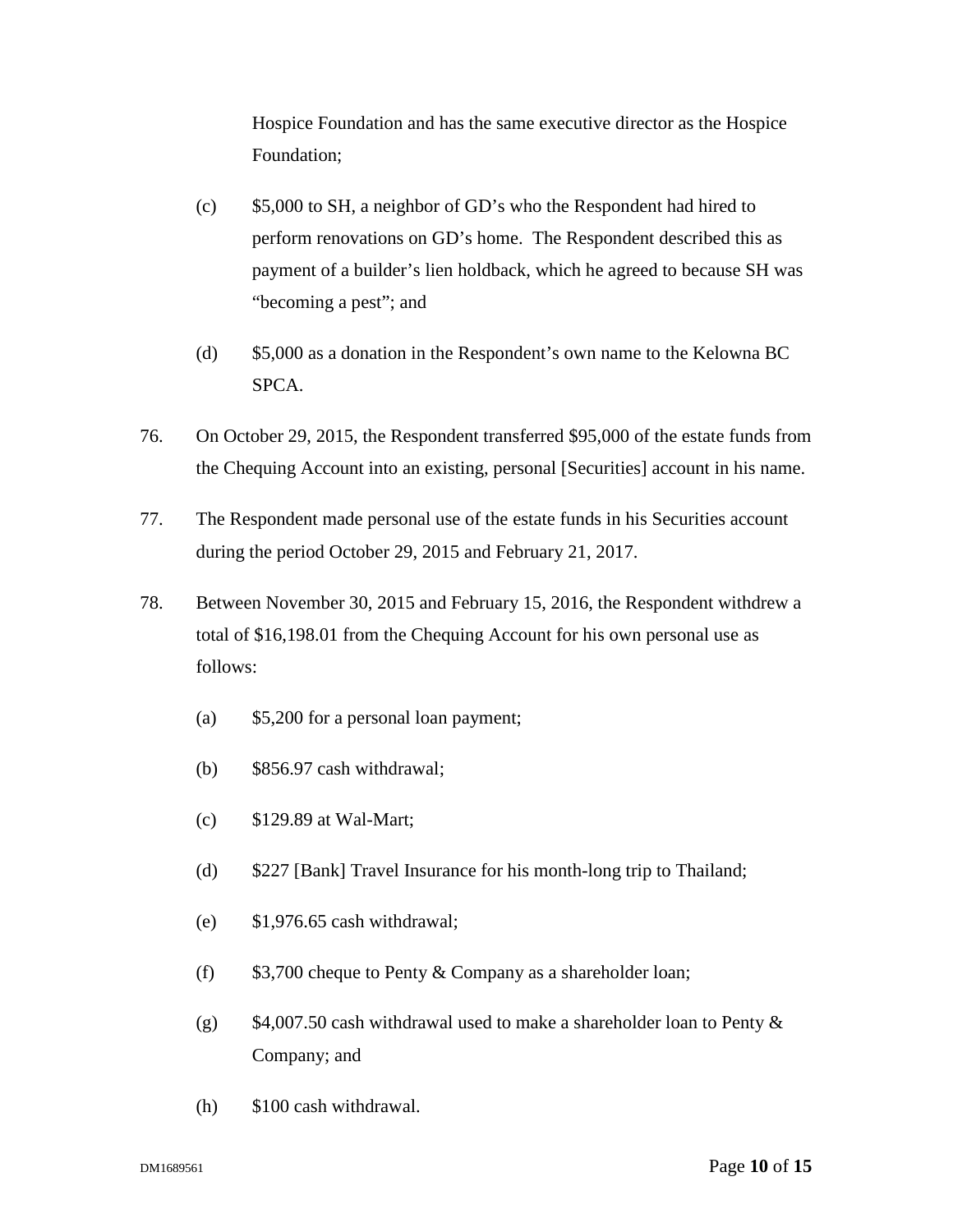Hospice Foundation and has the same executive director as the Hospice Foundation;

(c) $5,000 to SH, a neighbor of GD's who the Respondent had hired to perform renovations on GD's home. The Respondent described this as payment of a builder's lien holdback, which he agreed to because SH was "becoming a pest"; and

(d) $5,000 as a donation in the Respondent's own name to the Kelowna BC SPCA.

76. On October 29, 2015, the Respondent transferred $95,000 of the estate funds from the Chequing Account into an existing, personal [Securities] account in his name.

77. The Respondent made personal use of the estate funds in his Securities account during the period October 29, 2015 and February 21, 2017.

78. Between November 30, 2015 and February 15, 2016, the Respondent withdrew a total of $16,198.01 from the Chequing Account for his own personal use as follows:

(a) $5,200 for a personal loan payment;

(b) $856.97 cash withdrawal;

(c) $129.89 at Wal-Mart;

(d) $227 [Bank] Travel Insurance for his month-long trip to Thailand;

(e) $1,976.65 cash withdrawal;

(f) $3,700 cheque to Penty & Company as a shareholder loan;

(g) $4,007.50 cash withdrawal used to make a shareholder loan to Penty & Company; and

(h) $100 cash withdrawal.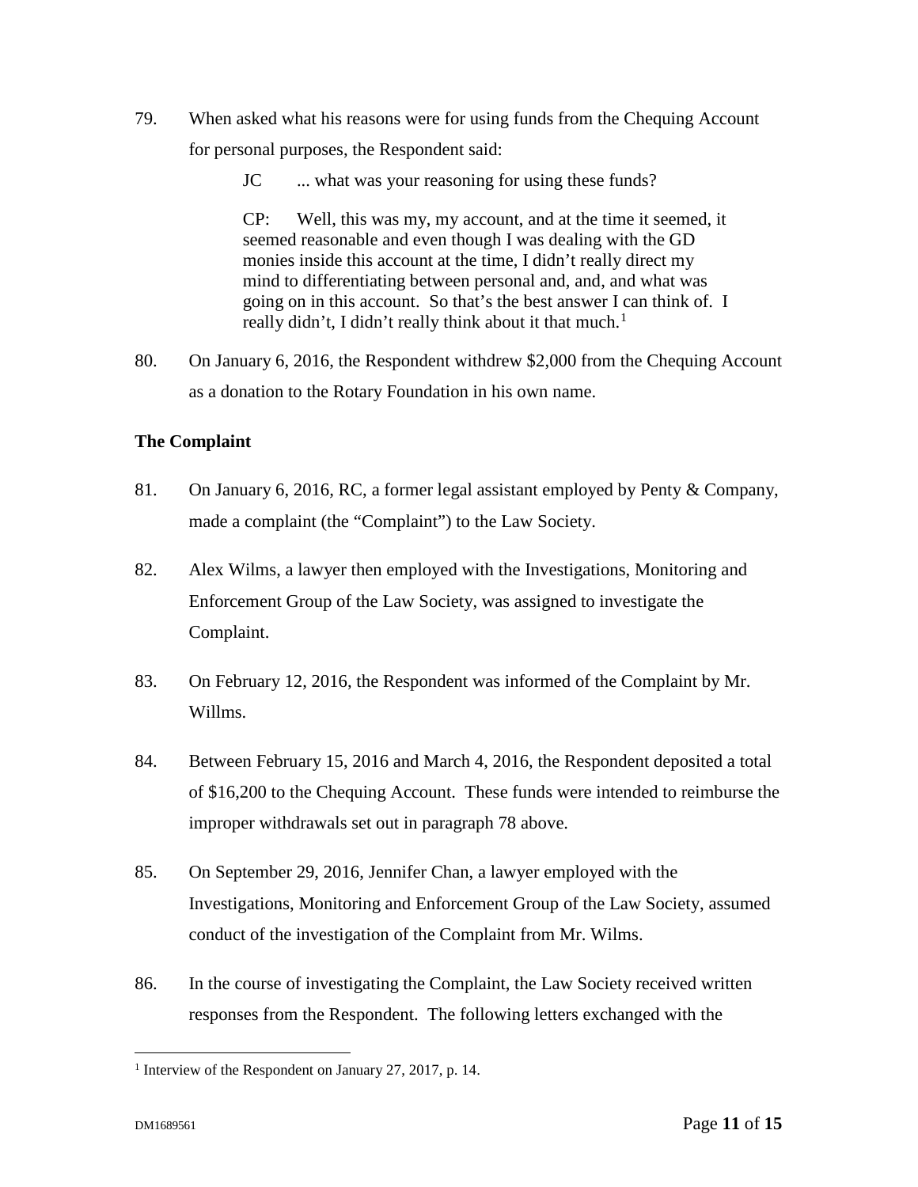79. When asked what his reasons were for using funds from the Chequing Account for personal purposes, the Respondent said:

> JC ... what was your reasoning for using these funds?
>
> CP: Well, this was my, my account, and at the time it seemed, it seemed reasonable and even though I was dealing with the GD monies inside this account at the time, I didn't really direct my mind to differentiating between personal and, and, and what was going on in this account. So that's the best answer I can think of. I really didn't, I didn't really think about it that much.[1]

80. On January 6, 2016, the Respondent withdrew $2,000 from the Chequing Account as a donation to the Rotary Foundation in his own name.

**The Complaint**

81. On January 6, 2016, RC, a former legal assistant employed by Penty & Company, made a complaint (the "Complaint") to the Law Society.

82. Alex Wilms, a lawyer then employed with the Investigations, Monitoring and Enforcement Group of the Law Society, was assigned to investigate the Complaint.

83. On February 12, 2016, the Respondent was informed of the Complaint by Mr. Willms.

84. Between February 15, 2016 and March 4, 2016, the Respondent deposited a total of $16,200 to the Chequing Account. These funds were intended to reimburse the improper withdrawals set out in paragraph 78 above.

85. On September 29, 2016, Jennifer Chan, a lawyer employed with the Investigations, Monitoring and Enforcement Group of the Law Society, assumed conduct of the investigation of the Complaint from Mr. Wilms.

86. In the course of investigating the Complaint, the Law Society received written responses from the Respondent. The following letters exchanged with the

---

[1] Interview of the Respondent on January 27, 2017, p. 14.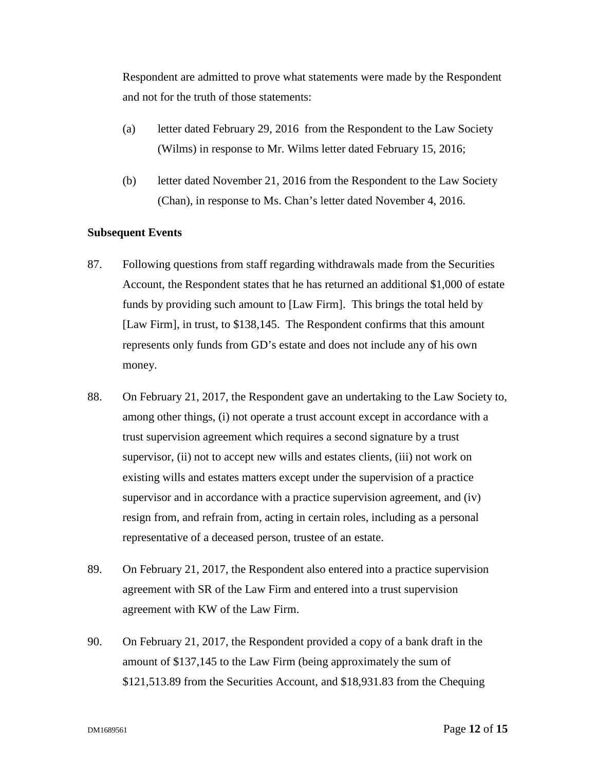Respondent are admitted to prove what statements were made by the Respondent and not for the truth of those statements:

(a) letter dated February 29, 2016 from the Respondent to the Law Society (Wilms) in response to Mr. Wilms letter dated February 15, 2016;

(b) letter dated November 21, 2016 from the Respondent to the Law Society (Chan), in response to Ms. Chan's letter dated November 4, 2016.

**Subsequent Events**

87. Following questions from staff regarding withdrawals made from the Securities Account, the Respondent states that he has returned an additional $1,000 of estate funds by providing such amount to [Law Firm]. This brings the total held by [Law Firm], in trust, to $138,145. The Respondent confirms that this amount represents only funds from GD's estate and does not include any of his own money.

88. On February 21, 2017, the Respondent gave an undertaking to the Law Society to, among other things, (i) not operate a trust account except in accordance with a trust supervision agreement which requires a second signature by a trust supervisor, (ii) not to accept new wills and estates clients, (iii) not work on existing wills and estates matters except under the supervision of a practice supervisor and in accordance with a practice supervision agreement, and (iv) resign from, and refrain from, acting in certain roles, including as a personal representative of a deceased person, trustee of an estate.

89. On February 21, 2017, the Respondent also entered into a practice supervision agreement with SR of the Law Firm and entered into a trust supervision agreement with KW of the Law Firm.

90. On February 21, 2017, the Respondent provided a copy of a bank draft in the amount of $137,145 to the Law Firm (being approximately the sum of $121,513.89 from the Securities Account, and $18,931.83 from the Chequing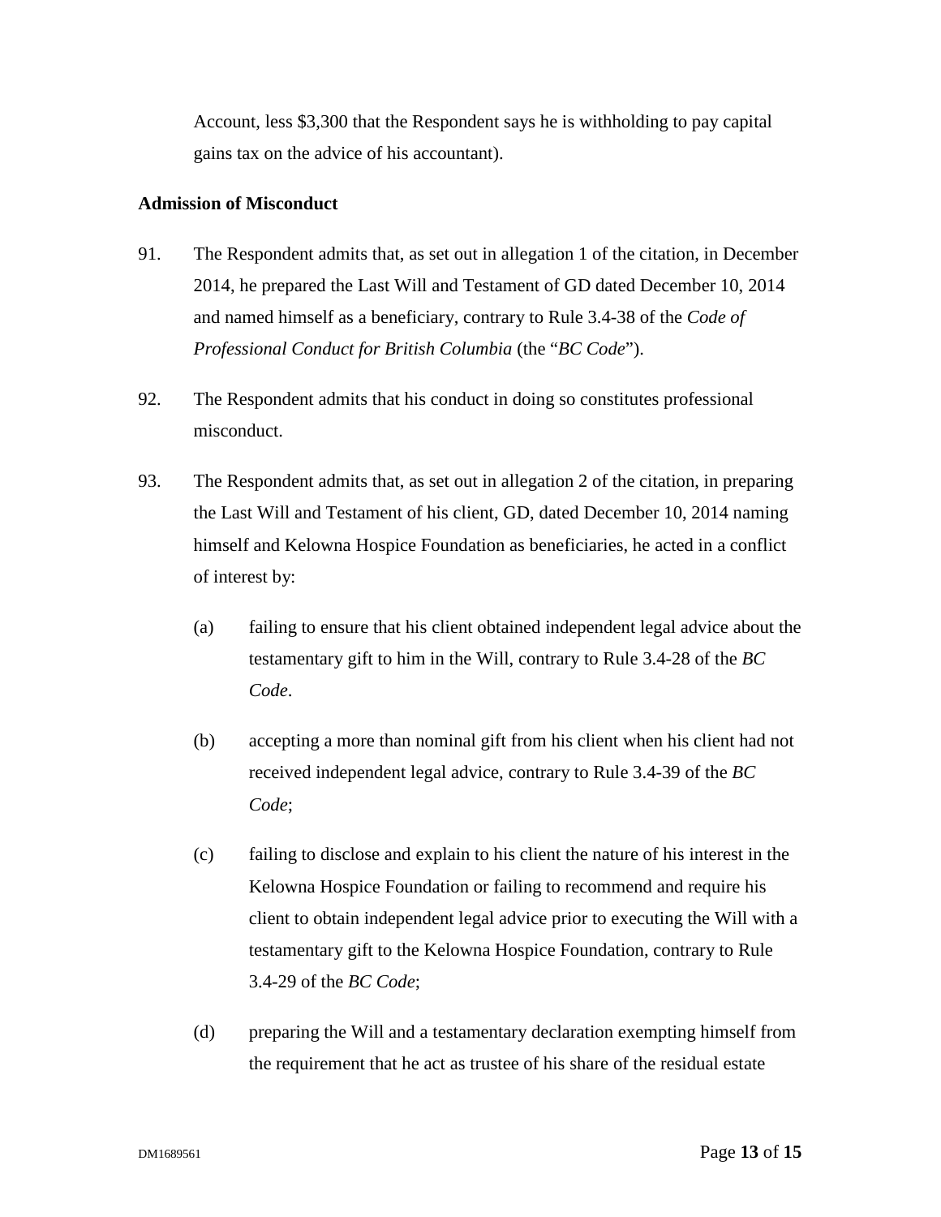Account, less $3,300 that the Respondent says he is withholding to pay capital gains tax on the advice of his accountant).

**Admission of Misconduct**

91. The Respondent admits that, as set out in allegation 1 of the citation, in December 2014, he prepared the Last Will and Testament of GD dated December 10, 2014 and named himself as a beneficiary, contrary to Rule 3.4-38 of the *Code of Professional Conduct for British Columbia* (the "*BC Code*").

92. The Respondent admits that his conduct in doing so constitutes professional misconduct.

93. The Respondent admits that, as set out in allegation 2 of the citation, in preparing the Last Will and Testament of his client, GD, dated December 10, 2014 naming himself and Kelowna Hospice Foundation as beneficiaries, he acted in a conflict of interest by:

    (a) failing to ensure that his client obtained independent legal advice about the testamentary gift to him in the Will, contrary to Rule 3.4-28 of the *BC Code*.

    (b) accepting a more than nominal gift from his client when his client had not received independent legal advice, contrary to Rule 3.4-39 of the *BC Code*;

    (c) failing to disclose and explain to his client the nature of his interest in the Kelowna Hospice Foundation or failing to recommend and require his client to obtain independent legal advice prior to executing the Will with a testamentary gift to the Kelowna Hospice Foundation, contrary to Rule 3.4-29 of the *BC Code*;

    (d) preparing the Will and a testamentary declaration exempting himself from the requirement that he act as trustee of his share of the residual estate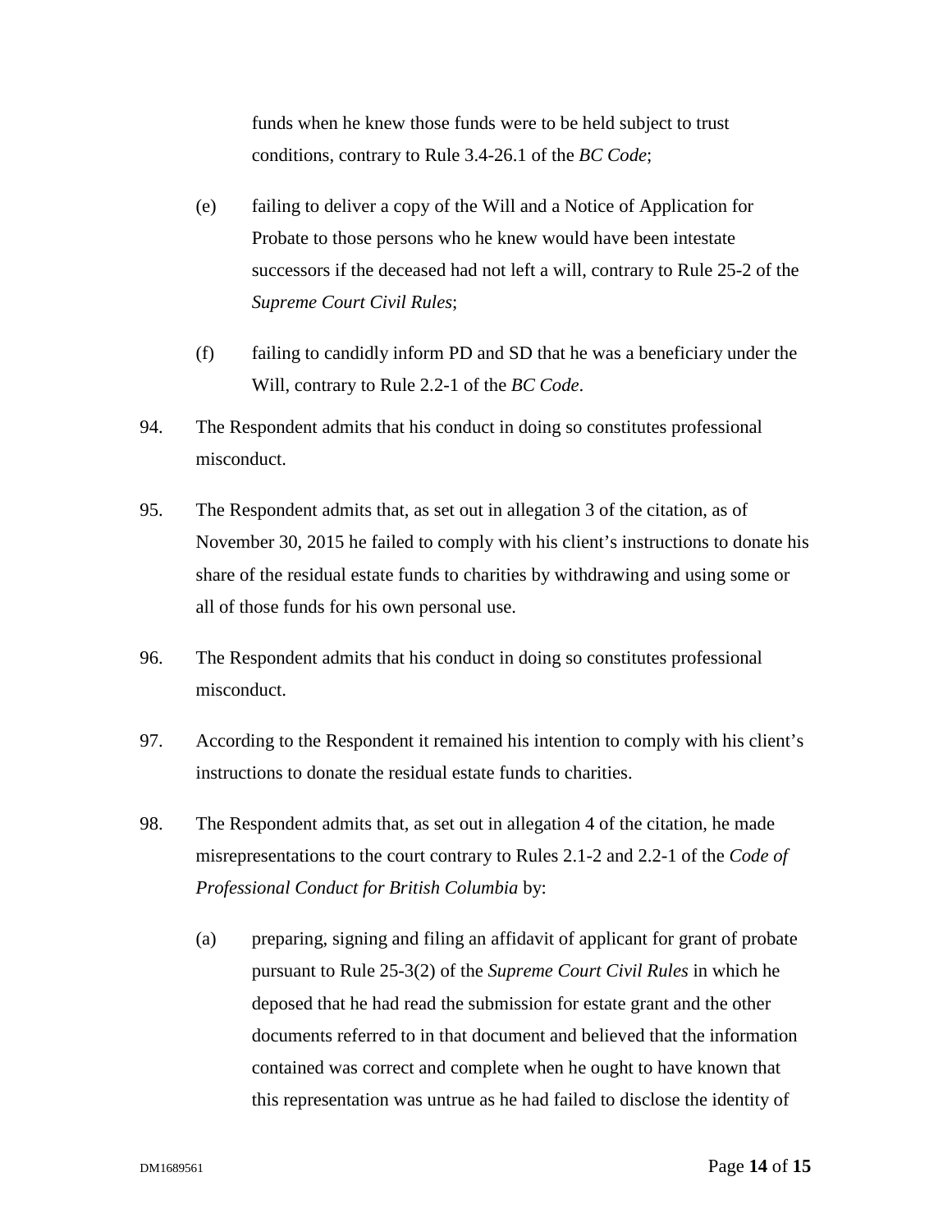funds when he knew those funds were to be held subject to trust conditions, contrary to Rule 3.4-26.1 of the *BC Code*;

(e) failing to deliver a copy of the Will and a Notice of Application for Probate to those persons who he knew would have been intestate successors if the deceased had not left a will, contrary to Rule 25-2 of the *Supreme Court Civil Rules*;

(f) failing to candidly inform PD and SD that he was a beneficiary under the Will, contrary to Rule 2.2-1 of the *BC Code*.

94. The Respondent admits that his conduct in doing so constitutes professional misconduct.

95. The Respondent admits that, as set out in allegation 3 of the citation, as of November 30, 2015 he failed to comply with his client's instructions to donate his share of the residual estate funds to charities by withdrawing and using some or all of those funds for his own personal use.

96. The Respondent admits that his conduct in doing so constitutes professional misconduct.

97. According to the Respondent it remained his intention to comply with his client's instructions to donate the residual estate funds to charities.

98. The Respondent admits that, as set out in allegation 4 of the citation, he made misrepresentations to the court contrary to Rules 2.1-2 and 2.2-1 of the *Code of Professional Conduct for British Columbia* by:

(a) preparing, signing and filing an affidavit of applicant for grant of probate pursuant to Rule 25-3(2) of the *Supreme Court Civil Rules* in which he deposed that he had read the submission for estate grant and the other documents referred to in that document and believed that the information contained was correct and complete when he ought to have known that this representation was untrue as he had failed to disclose the identity of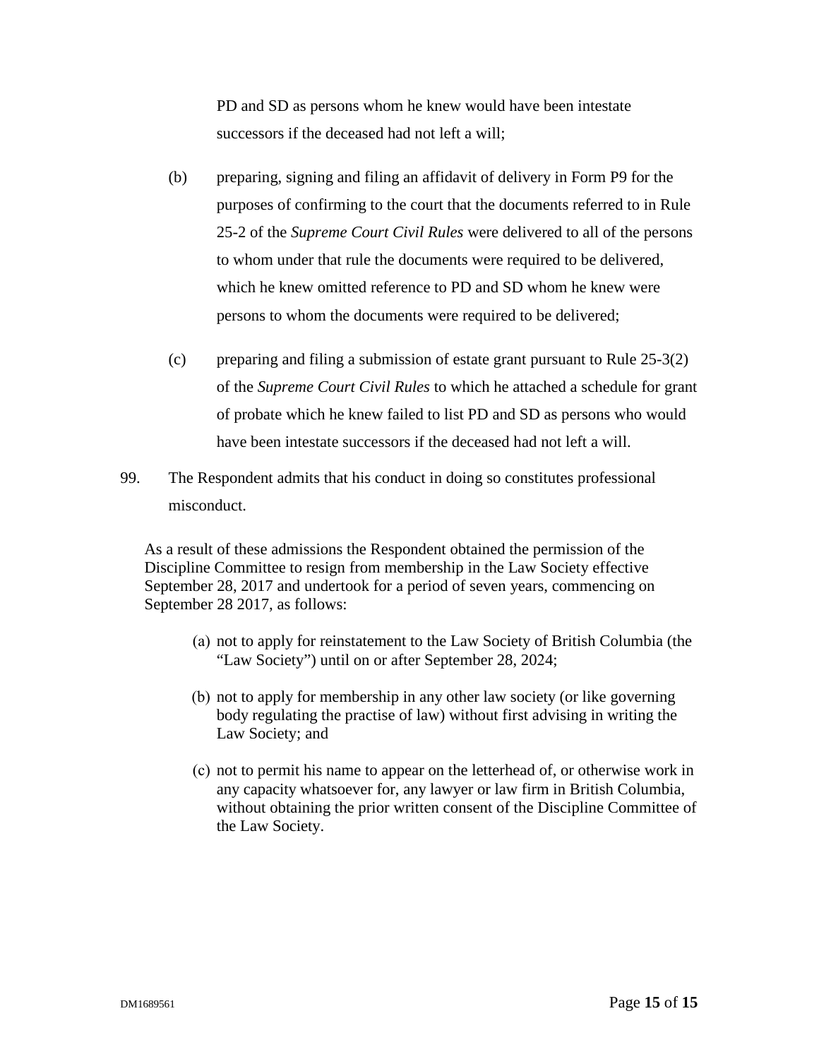PD and SD as persons whom he knew would have been intestate successors if the deceased had not left a will;

(b) preparing, signing and filing an affidavit of delivery in Form P9 for the purposes of confirming to the court that the documents referred to in Rule 25-2 of the *Supreme Court Civil Rules* were delivered to all of the persons to whom under that rule the documents were required to be delivered, which he knew omitted reference to PD and SD whom he knew were persons to whom the documents were required to be delivered;

(c) preparing and filing a submission of estate grant pursuant to Rule 25-3(2) of the *Supreme Court Civil Rules* to which he attached a schedule for grant of probate which he knew failed to list PD and SD as persons who would have been intestate successors if the deceased had not left a will.

99. The Respondent admits that his conduct in doing so constitutes professional misconduct.

As a result of these admissions the Respondent obtained the permission of the Discipline Committee to resign from membership in the Law Society effective September 28, 2017 and undertook for a period of seven years, commencing on September 28 2017, as follows:

(a) not to apply for reinstatement to the Law Society of British Columbia (the "Law Society") until on or after September 28, 2024;

(b) not to apply for membership in any other law society (or like governing body regulating the practise of law) without first advising in writing the Law Society; and

(c) not to permit his name to appear on the letterhead of, or otherwise work in any capacity whatsoever for, any lawyer or law firm in British Columbia, without obtaining the prior written consent of the Discipline Committee of the Law Society.

DM1689561